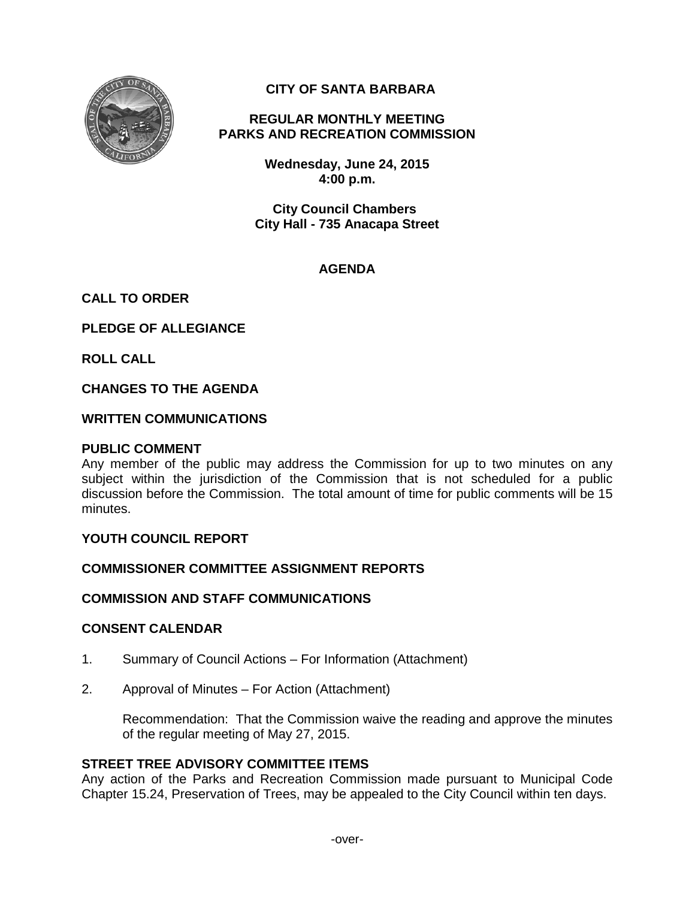# CITY OF SANTA BARBARA

## REGULAR MONTHLY MEETING
## PARKS AND RECREATION COMMISSION

**Wednesday, June 24, 2015**
**4:00 p.m.**

**City Council Chambers**
**City Hall - 735 Anacapa Street**

## AGENDA

**CALL TO ORDER**

**PLEDGE OF ALLEGIANCE**

**ROLL CALL**

**CHANGES TO THE AGENDA**

**WRITTEN COMMUNICATIONS**

**PUBLIC COMMENT**

Any member of the public may address the Commission for up to two minutes on any subject within the jurisdiction of the Commission that is not scheduled for a public discussion before the Commission. The total amount of time for public comments will be 15 minutes.

**YOUTH COUNCIL REPORT**

**COMMISSIONER COMMITTEE ASSIGNMENT REPORTS**

**COMMISSION AND STAFF COMMUNICATIONS**

**CONSENT CALENDAR**

1. Summary of Council Actions – For Information (Attachment)

2. Approval of Minutes – For Action (Attachment)

   Recommendation: That the Commission waive the reading and approve the minutes of the regular meeting of May 27, 2015.

**STREET TREE ADVISORY COMMITTEE ITEMS**

Any action of the Parks and Recreation Commission made pursuant to Municipal Code Chapter 15.24, Preservation of Trees, may be appealed to the City Council within ten days.

-over-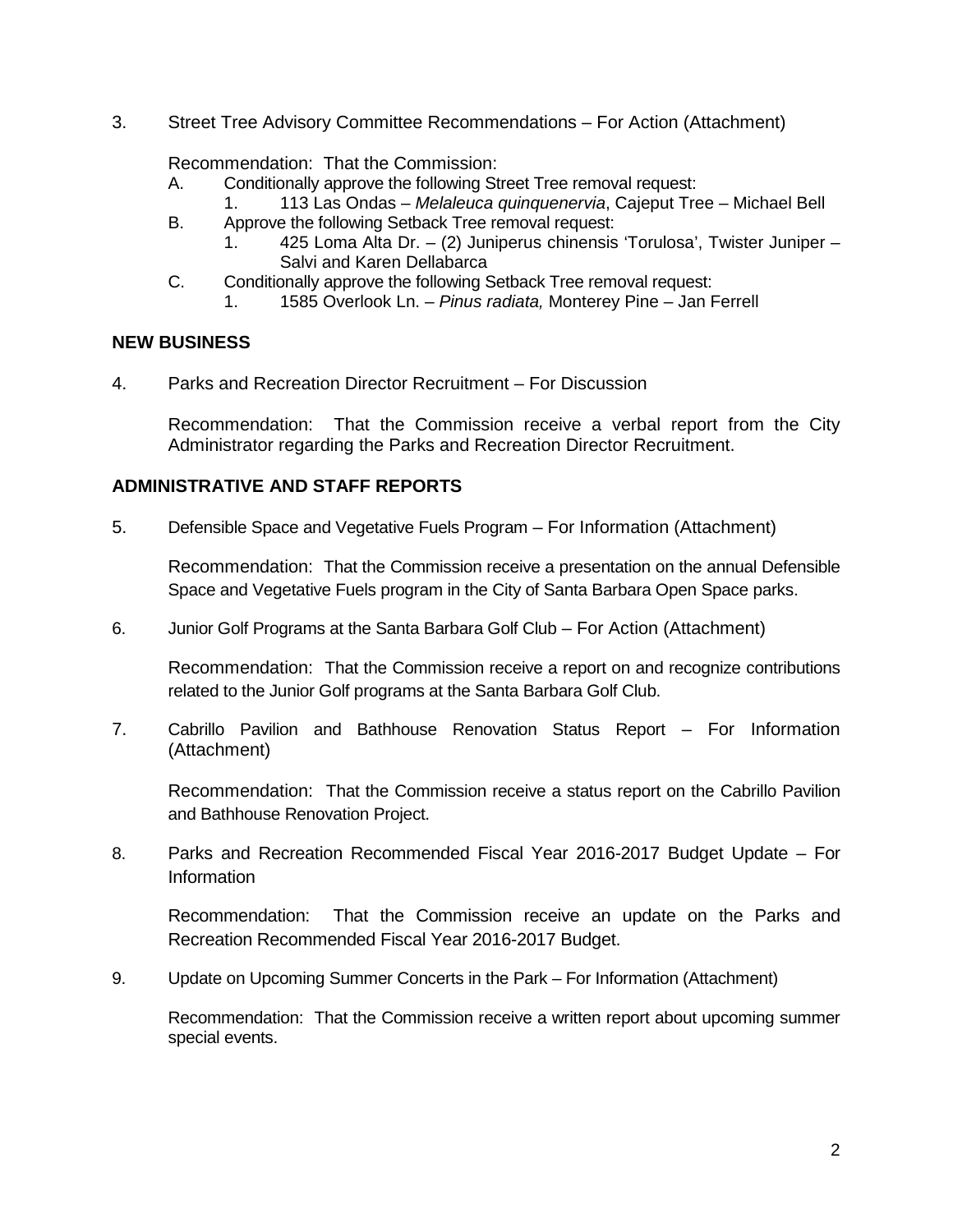3. Street Tree Advisory Committee Recommendations – For Action (Attachment)

   Recommendation: That the Commission:

   A. Conditionally approve the following Street Tree removal request:
      1. 113 Las Ondas – *Melaleuca quinquenervia*, Cajeput Tree – Michael Bell
   B. Approve the following Setback Tree removal request:
      1. 425 Loma Alta Dr. – (2) Juniperus chinensis 'Torulosa', Twister Juniper – Salvi and Karen Dellabarca
   C. Conditionally approve the following Setback Tree removal request:
      1. 1585 Overlook Ln. – *Pinus radiata,* Monterey Pine – Jan Ferrell

**NEW BUSINESS**

4. Parks and Recreation Director Recruitment – For Discussion

   Recommendation: That the Commission receive a verbal report from the City Administrator regarding the Parks and Recreation Director Recruitment.

**ADMINISTRATIVE AND STAFF REPORTS**

5. Defensible Space and Vegetative Fuels Program – For Information (Attachment)

   Recommendation: That the Commission receive a presentation on the annual Defensible Space and Vegetative Fuels program in the City of Santa Barbara Open Space parks.

6. Junior Golf Programs at the Santa Barbara Golf Club – For Action (Attachment)

   Recommendation: That the Commission receive a report on and recognize contributions related to the Junior Golf programs at the Santa Barbara Golf Club.

7. Cabrillo Pavilion and Bathhouse Renovation Status Report – For Information (Attachment)

   Recommendation: That the Commission receive a status report on the Cabrillo Pavilion and Bathhouse Renovation Project.

8. Parks and Recreation Recommended Fiscal Year 2016-2017 Budget Update – For Information

   Recommendation: That the Commission receive an update on the Parks and Recreation Recommended Fiscal Year 2016-2017 Budget.

9. Update on Upcoming Summer Concerts in the Park – For Information (Attachment)

   Recommendation: That the Commission receive a written report about upcoming summer special events.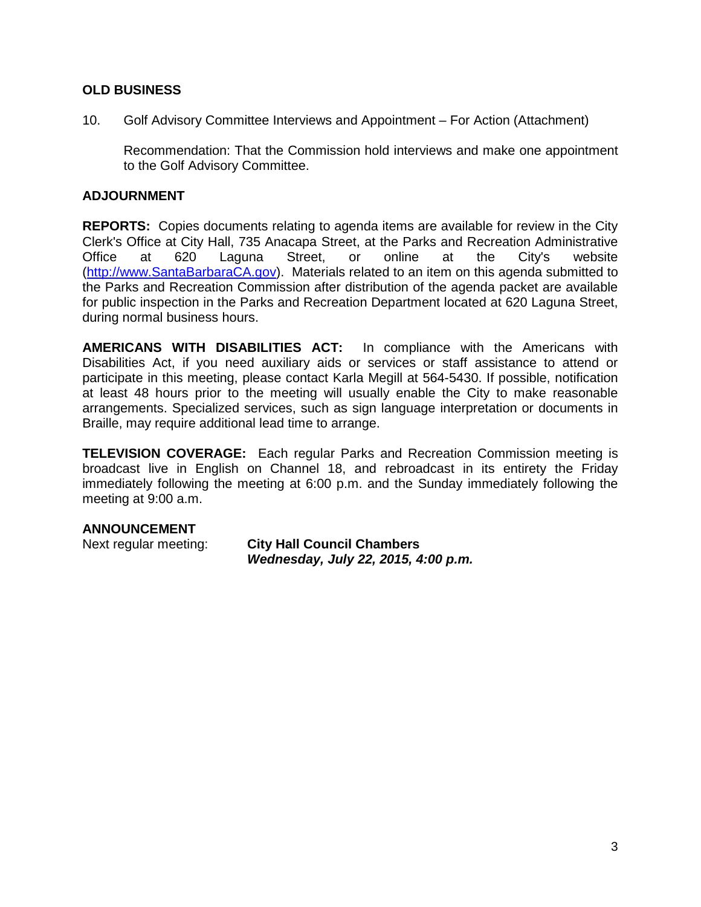## OLD BUSINESS

10. Golf Advisory Committee Interviews and Appointment – For Action (Attachment)

    Recommendation: That the Commission hold interviews and make one appointment to the Golf Advisory Committee.

## ADJOURNMENT

**REPORTS:** Copies documents relating to agenda items are available for review in the City Clerk's Office at City Hall, 735 Anacapa Street, at the Parks and Recreation Administrative Office at 620 Laguna Street, or online at the City's website (http://www.SantaBarbaraCA.gov). Materials related to an item on this agenda submitted to the Parks and Recreation Commission after distribution of the agenda packet are available for public inspection in the Parks and Recreation Department located at 620 Laguna Street, during normal business hours.

**AMERICANS WITH DISABILITIES ACT:** In compliance with the Americans with Disabilities Act, if you need auxiliary aids or services or staff assistance to attend or participate in this meeting, please contact Karla Megill at 564-5430. If possible, notification at least 48 hours prior to the meeting will usually enable the City to make reasonable arrangements. Specialized services, such as sign language interpretation or documents in Braille, may require additional lead time to arrange.

**TELEVISION COVERAGE:** Each regular Parks and Recreation Commission meeting is broadcast live in English on Channel 18, and rebroadcast in its entirety the Friday immediately following the meeting at 6:00 p.m. and the Sunday immediately following the meeting at 9:00 a.m.

**ANNOUNCEMENT**

Next regular meeting: **City Hall Council Chambers**
***Wednesday, July 22, 2015, 4:00 p.m.***